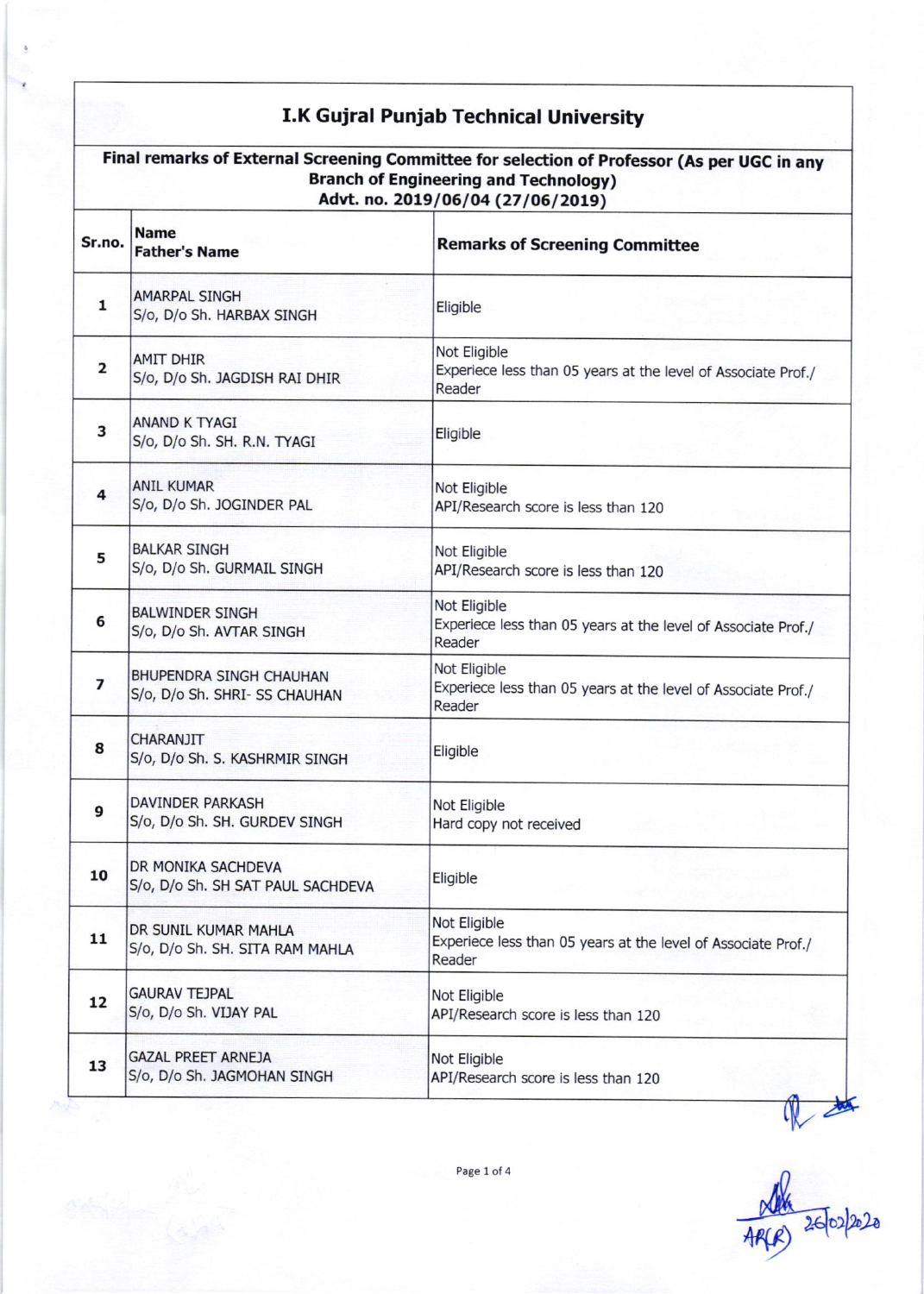# I.K Gujral Punjab Technical University

**Final remarks of External Screening Committee for selection of Professor (As per UGC in any Branch of Engineering and Technology)**
**Advt. no. 2019/06/04 (27/06/2019)**

| Sr.no. | Name<br>Father's Name | Remarks of Screening Committee |
|---|---|---|
| 1 | AMARPAL SINGH<br>S/o, D/o Sh. HARBAX SINGH | Eligible |
| 2 | AMIT DHIR<br>S/o, D/o Sh. JAGDISH RAI DHIR | Not Eligible<br>Expeirece less than 05 years at the level of Associate Prof./ Reader |
| 3 | ANAND K TYAGI<br>S/o, D/o Sh. SH. R.N. TYAGI | Eligible |
| 4 | ANIL KUMAR<br>S/o, D/o Sh. JOGINDER PAL | Not Eligible<br>API/Research score is less than 120 |
| 5 | BALKAR SINGH<br>S/o, D/o Sh. GURMAIL SINGH | Not Eligible<br>API/Research score is less than 120 |
| 6 | BALWINDER SINGH<br>S/o, D/o Sh. AVTAR SINGH | Not Eligible<br>Experiece less than 05 years at the level of Associate Prof./ Reader |
| 7 | BHUPENDRA SINGH CHAUHAN<br>S/o, D/o Sh. SHRI- SS CHAUHAN | Not Eligible<br>Experiece less than 05 years at the level of Associate Prof./ Reader |
| 8 | CHARANJIT<br>S/o, D/o Sh. S. KASHRMIR SINGH | Eligible |
| 9 | DAVINDER PARKASH<br>S/o, D/o Sh. SH. GURDEV SINGH | Not Eligible<br>Hard copy not received |
| 10 | DR MONIKA SACHDEVA<br>S/o, D/o Sh. SH SAT PAUL SACHDEVA | Eligible |
| 11 | DR SUNIL KUMAR MAHLA<br>S/o, D/o Sh. SH. SITA RAM MAHLA | Not Eligible<br>Experiece less than 05 years at the level of Associate Prof./ Reader |
| 12 | GAURAV TEJPAL<br>S/o, D/o Sh. VIJAY PAL | Not Eligible<br>API/Research score is less than 120 |
| 13 | GAZAL PREET ARNEJA<br>S/o, D/o Sh. JAGMOHAN SINGH | Not Eligible<br>API/Research score is less than 120 |

AR(R) 26/02/2020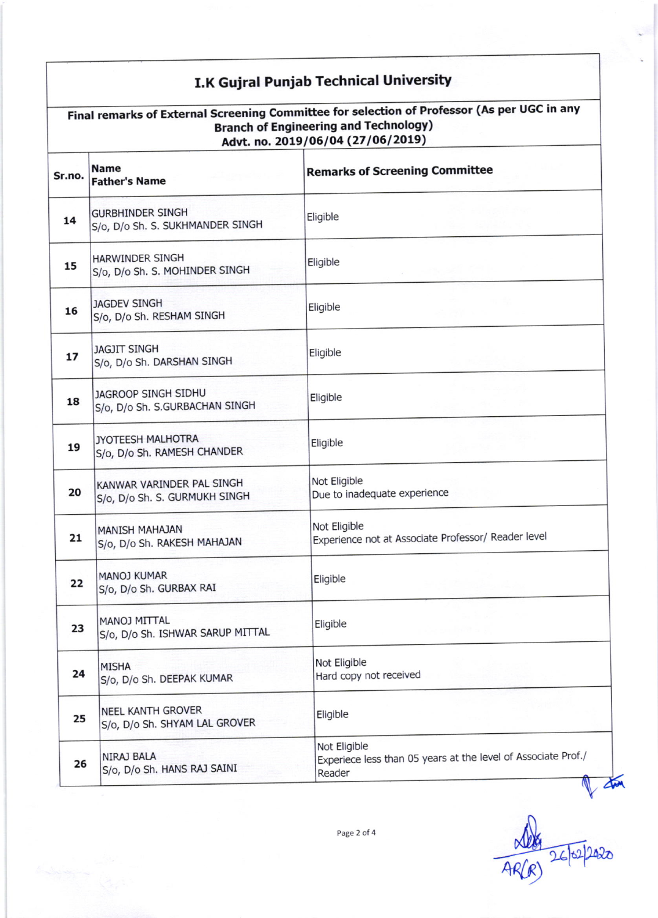# I.K Gujral Punjab Technical University

**Final remarks of External Screening Committee for selection of Professor (As per UGC in any Branch of Engineering and Technology)**
**Advt. no. 2019/06/04 (27/06/2019)**

| Sr.no. | Name<br>Father's Name | Remarks of Screening Committee |
|---|---|---|
| 14 | GURBHINDER SINGH<br>S/o, D/o Sh. S. SUKHMANDER SINGH | Eligible |
| 15 | HARWINDER SINGH<br>S/o, D/o Sh. S. MOHINDER SINGH | Eligible |
| 16 | JAGDEV SINGH<br>S/o, D/o Sh. RESHAM SINGH | Eligible |
| 17 | JAGJIT SINGH<br>S/o, D/o Sh. DARSHAN SINGH | Eligible |
| 18 | JAGROOP SINGH SIDHU<br>S/o, D/o Sh. S.GURBACHAN SINGH | Eligible |
| 19 | JYOTEESH MALHOTRA<br>S/o, D/o Sh. RAMESH CHANDER | Eligible |
| 20 | KANWAR VARINDER PAL SINGH<br>S/o, D/o Sh. S. GURMUKH SINGH | Not Eligible<br>Due to inadequate experience |
| 21 | MANISH MAHAJAN<br>S/o, D/o Sh. RAKESH MAHAJAN | Not Eligible<br>Experience not at Associate Professor/ Reader level |
| 22 | MANOJ KUMAR<br>S/o, D/o Sh. GURBAX RAI | Eligible |
| 23 | MANOJ MITTAL<br>S/o, D/o Sh. ISHWAR SARUP MITTAL | Eligible |
| 24 | MISHA<br>S/o, D/o Sh. DEEPAK KUMAR | Not Eligible<br>Hard copy not received |
| 25 | NEEL KANTH GROVER<br>S/o, D/o Sh. SHYAM LAL GROVER | Eligible |
| 26 | NIRAJ BALA<br>S/o, D/o Sh. HANS RAJ SAINI | Not Eligible<br>Experiece less than 05 years at the level of Associate Prof./ Reader |

AR(R) 26/02/2020